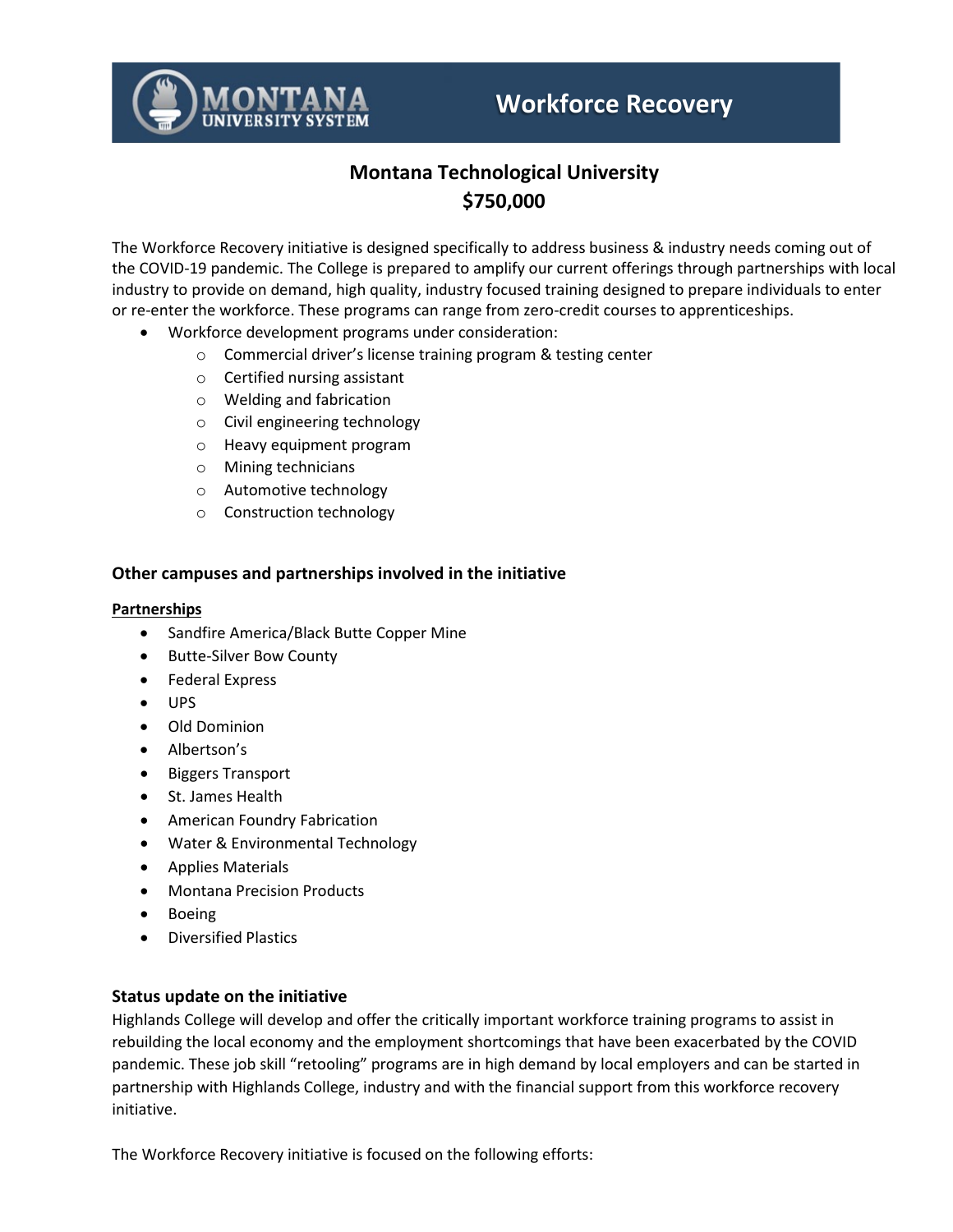# Montana Technological University
# $750,000

The Workforce Recovery initiative is designed specifically to address business & industry needs coming out of the COVID-19 pandemic. The College is prepared to amplify our current offerings through partnerships with local industry to provide on demand, high quality, industry focused training designed to prepare individuals to enter or re-enter the workforce. These programs can range from zero-credit courses to apprenticeships.

- Workforce development programs under consideration:
  - Commercial driver's license training program & testing center
  - Certified nursing assistant
  - Welding and fabrication
  - Civil engineering technology
  - Heavy equipment program
  - Mining technicians
  - Automotive technology
  - Construction technology

### Other campuses and partnerships involved in the initiative

**Partnerships**

- Sandfire America/Black Butte Copper Mine
- Butte-Silver Bow County
- Federal Express
- UPS
- Old Dominion
- Albertson's
- Biggers Transport
- St. James Health
- American Foundry Fabrication
- Water & Environmental Technology
- Applies Materials
- Montana Precision Products
- Boeing
- Diversified Plastics

### Status update on the initiative

Highlands College will develop and offer the critically important workforce training programs to assist in rebuilding the local economy and the employment shortcomings that have been exacerbated by the COVID pandemic. These job skill "retooling" programs are in high demand by local employers and can be started in partnership with Highlands College, industry and with the financial support from this workforce recovery initiative.

The Workforce Recovery initiative is focused on the following efforts: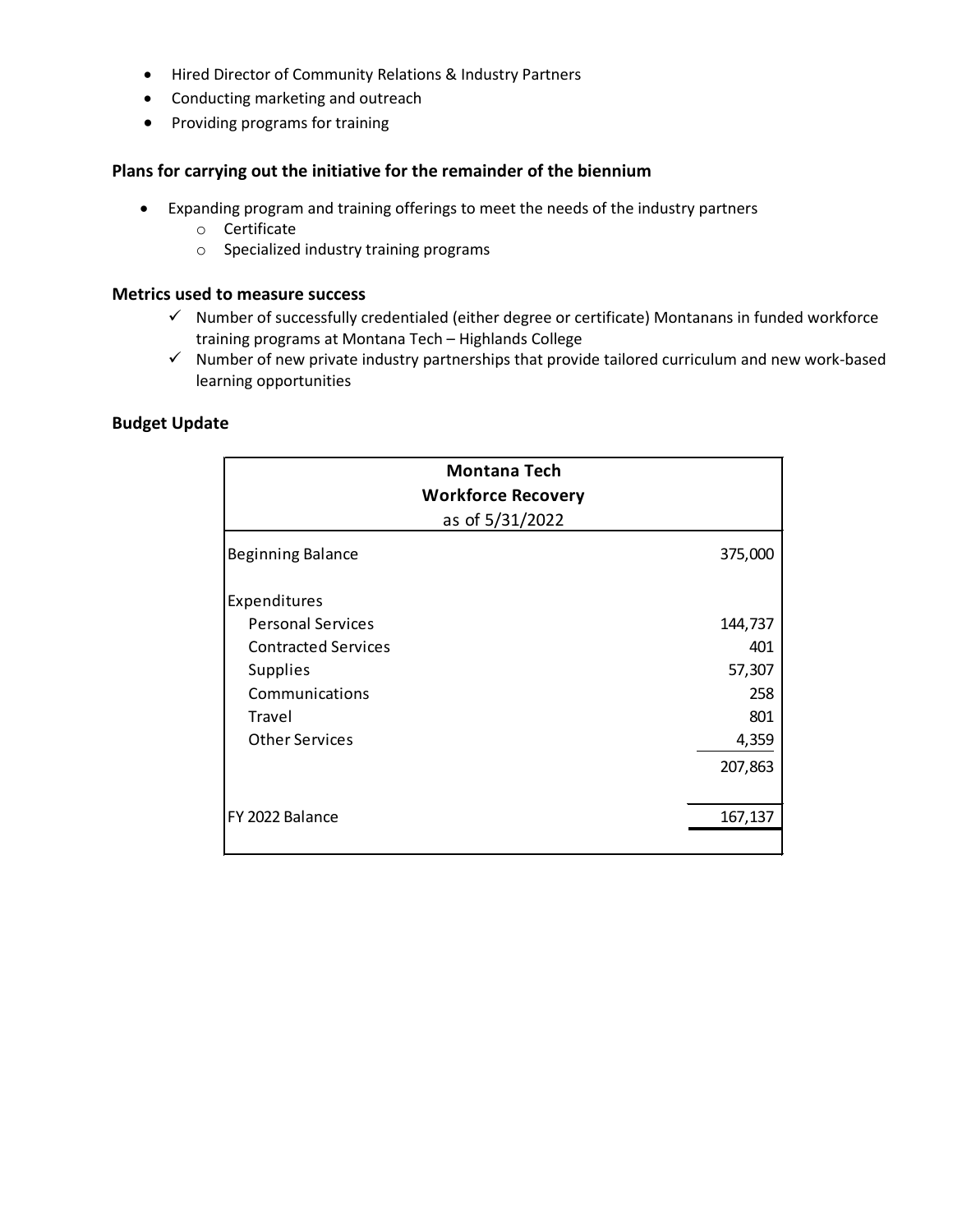- Hired Director of Community Relations & Industry Partners
- Conducting marketing and outreach
- Providing programs for training

### Plans for carrying out the initiative for the remainder of the biennium

- Expanding program and training offerings to meet the needs of the industry partners
  - Certificate
  - Specialized industry training programs

### Metrics used to measure success

- ✓ Number of successfully credentialed (either degree or certificate) Montanans in funded workforce training programs at Montana Tech – Highlands College
- ✓ Number of new private industry partnerships that provide tailored curriculum and new work-based learning opportunities

### Budget Update

| Montana Tech<br>Workforce Recovery<br>as of 5/31/2022 | |
|---|---|
| Beginning Balance | 375,000 |
| Expenditures | |
| Personal Services | 144,737 |
| Contracted Services | 401 |
| Supplies | 57,307 |
| Communications | 258 |
| Travel | 801 |
| Other Services | 4,359 |
| | 207,863 |
| FY 2022 Balance | 167,137 |